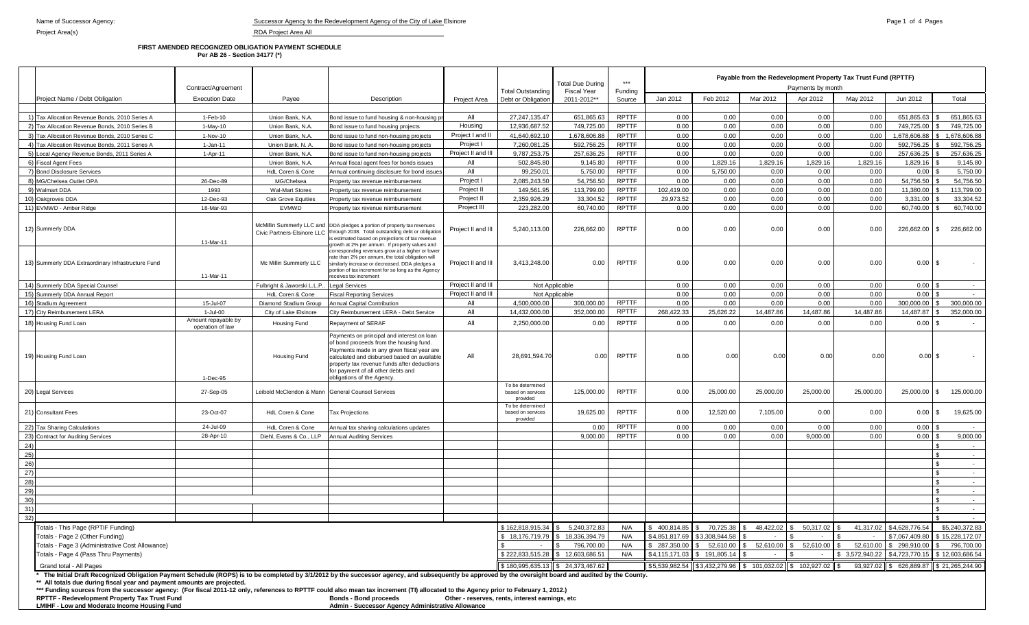Name of Successor Agency: Successor Agency to the Redevelopment Agency of the City of Lake Elsinore

Project Area(s) RDA Project Area All

**FIRST AMENDED RECOGNIZED OBLIGATION PAYMENT SCHEDULE**
**Per AB 26 - Section 34177 (*)**

| | Project Name / Debt Obligation | Contract/Agreement Execution Date | Payee | Description | Project Area | Total Outstanding Debt or Obligation | Total Due During Fiscal Year 2011-2012** | *** Funding Source | Payable from the Redevelopment Property Tax Trust Fund (RPTTF) Payments by month Jan 2012 | Feb 2012 | Mar 2012 | Apr 2012 | May 2012 | Jun 2012 | Total |
|---|---|---|---|---|---|---|---|---|---|---|---|---|---|---|---|
| 1) | Tax Allocation Revenue Bonds, 2010 Series A | 1-Feb-10 | Union Bank, N.A. | Bond issue to fund housing & non-housing pr | All | 27,247,135.47 | 651,865.63 | RPTTF | 0.00 | 0.00 | 0.00 | 0.00 | 0.00 | 651,865.63 | $ 651,865.63 |
| 2) | Tax Allocation Revenue Bonds, 2010 Series B | 1-May-10 | Union Bank, N.A. | Bond issue to fund housing projects | Housing | 12,936,687.52 | 749,725.00 | RPTTF | 0.00 | 0.00 | 0.00 | 0.00 | 0.00 | 749,725.00 | $ 749,725.00 |
| 3) | Tax Allocation Revenue Bonds, 2010 Series C | 1-Nov-10 | Union Bank, N.A. | Bond issue to fund non-housing projects | Project I and II | 41,640,692.10 | 1,678,606.88 | RPTTF | 0.00 | 0.00 | 0.00 | 0.00 | 0.00 | 1,678,606.88 | $ 1,678,606.88 |
| 4) | Tax Allocation Revenue Bonds, 2011 Series A | 1-Jan-11 | Union Bank, N. A. | Bond issue to fund non-housing projects | Project I | 7,260,081.25 | 592,756.25 | RPTTF | 0.00 | 0.00 | 0.00 | 0.00 | 0.00 | 592,756.25 | $ 592,756.25 |
| 5) | Local Agency Revenue Bonds, 2011 Series A | 1-Apr-11 | Union Bank, N.A. | Bond issue to fund non-housing projects | Project II and III | 9,787,253.75 | 257,636.25 | RPTTF | 0.00 | 0.00 | 0.00 | 0.00 | 0.00 | 257,636.25 | $ 257,636.25 |
| 6) | Fiscal Agent Fees | | Union Bank, N.A. | Annual fiscal agent fees for bonds issues | All | 502,845.80 | 9,145.80 | RPTTF | 0.00 | 1,829.16 | 1,829.16 | 1,829.16 | 1,829.16 | 1,829.16 | $ 9,145.80 |
| 7) | Bond Disclosure Services | | HdL Coren & Cone | Annual continuing disclosure for bond issues | All | 99,250.01 | 5,750.00 | RPTTF | 0.00 | 5,750.00 | 0.00 | 0.00 | 0.00 | 0.00 | $ 5,750.00 |
| 8) | MG/Chelsea Outlet OPA | 26-Dec-89 | MG/Chelsea | Property tax revenue reimbursement | Project I | 2,085,243.50 | 54,756.50 | RPTTF | 0.00 | 0.00 | 0.00 | 0.00 | 0.00 | 54,756.50 | $ 54,756.50 |
| 9) | Walmart DDA | 1993 | Wal-Mart Stores | Property tax revenue reimbursement | Project II | 149,561.95 | 113,799.00 | RPTTF | 102,419.00 | 0.00 | 0.00 | 0.00 | 0.00 | 11,380.00 | $ 113,799.00 |
| 10) | Oakgroves DDA | 12-Dec-93 | Oak Grove Equities | Property tax revenue reimbursement | Project II | 2,359,926.29 | 33,304.52 | RPTTF | 29,973.52 | 0.00 | 0.00 | 0.00 | 0.00 | 3,331.00 | $ 33,304.52 |
| 11) | EVMWD - Amber Ridge | 18-Mar-93 | EVMWD | Property tax revenue reimbursement | Project III | 223,282.00 | 60,740.00 | RPTTF | 0.00 | 0.00 | 0.00 | 0.00 | 0.00 | 60,740.00 | $ 60,740.00 |
| 12) | Summerly DDA | 11-Mar-11 | McMillin Summerly LLC and Civic Partners-Elsinore LLC | DDA pledges a portion of property tax revenues through 2038. Total outstanding debt or obligation is estimated based on projections of tax revenue growth at 2% per annum. If property values and | Project II and III | 5,240,113.00 | 226,662.00 | RPTTF | 0.00 | 0.00 | 0.00 | 0.00 | 0.00 | 226,662.00 | $ 226,662.00 |
| 13) | Summerly DDA Extraordinary Infrastructure Fund | 11-Mar-11 | Mc Millin Summerly LLC | corresponding revenues grow at a higher or lower rate than 2% per annum, the total obligation will similarly increase or decreased. DDA pledges a portion of tax increment for so long as the Agency receives tax increment | Project II and III | 3,413,248.00 | 0.00 | RPTTF | 0.00 | 0.00 | 0.00 | 0.00 | 0.00 | 0.00 | $ - |
| 14) | Summerly DDA Special Counsel | | Fulbright & Jaworski L.L.P. | Legal Services | Project II and III | Not Applicable | | | 0.00 | 0.00 | 0.00 | 0.00 | 0.00 | 0.00 | $ - |
| 15) | Summerly DDA Annual Report | | HdL Coren & Cone | Fiscal Reporting Services | Project II and III | Not Applicable | | | 0.00 | 0.00 | 0.00 | 0.00 | 0.00 | 0.00 | $ - |
| 16) | Stadium Agreement | 15-Jul-07 | Diamond Stadium Group | Annual Capital Contribution | All | 4,500,000.00 | 300,000.00 | RPTTF | 0.00 | 0.00 | 0.00 | 0.00 | 0.00 | 300,000.00 | $ 300,000.00 |
| 17) | City Reimbursement LERA | 1-Jul-00 | City of Lake Elsinore | City Reimbursement LERA - Debt Service | All | 14,432,000.00 | 352,000.00 | RPTTF | 268,422.33 | 25,626.22 | 14,487.86 | 14,487.86 | 14,487.86 | 14,487.87 | $ 352,000.00 |
| 18) | Housing Fund Loan | Amount repayable by operation of law | Housing Fund | Repayment of SERAF | All | 2,250,000.00 | 0.00 | RPTTF | 0.00 | 0.00 | 0.00 | 0.00 | 0.00 | 0.00 | $ - |
| 19) | Housing Fund Loan | 1-Dec-95 | Housing Fund | Payments on principal and interest on loan of bond proceeds from the housing fund. Payments made in any given fiscal year are calculated and disbursed based on available property tax revenue funds after deductions for payment of all other debts and obligations of the Agency. | All | 28,691,594.70 | 0.00 | RPTTF | 0.00 | 0.00 | 0.00 | 0.00 | 0.00 | 0.00 | $ - |
| 20) | Legal Services | 27-Sep-05 | Leibold McClendon & Mann | General Counsel Services | | To be determined based on services provided | 125,000.00 | RPTTF | 0.00 | 25,000.00 | 25,000.00 | 25,000.00 | 25,000.00 | 25,000.00 | $ 125,000.00 |
| 21) | Consultant Fees | 23-Oct-07 | HdL Coren & Cone | Tax Projections | | To be determined based on services provided | 19,625.00 | RPTTF | 0.00 | 12,520.00 | 7,105.00 | 0.00 | 0.00 | 0.00 | $ 19,625.00 |
| 22) | Tax Sharing Calculations | 24-Jul-09 | HdL Coren & Cone | Annual tax sharing calculations updates | | | 0.00 | RPTTF | 0.00 | 0.00 | 0.00 | 0.00 | 0.00 | 0.00 | $ - |
| 23) | Contract for Auditing Services | 28-Apr-10 | Diehl, Evans & Co., LLP | Annual Auditing Services | | | 9,000.00 | RPTTF | 0.00 | 0.00 | 0.00 | 9,000.00 | 0.00 | 0.00 | $ 9,000.00 |
| 24) | | | | | | | | | | | | | | | $ - |
| 25) | | | | | | | | | | | | | | | $ - |
| 26) | | | | | | | | | | | | | | | $ - |
| 27) | | | | | | | | | | | | | | | $ - |
| 28) | | | | | | | | | | | | | | | $ - |
| 29) | | | | | | | | | | | | | | | $ - |
| 30) | | | | | | | | | | | | | | | $ - |
| 31) | | | | | | | | | | | | | | | $ - |
| 32) | | | | | | | | | | | | | | | $ - |
| | Totals - This Page (RPTIF Funding) | | | | | $ 162,818,915.34 | $ 5,240,372.83 | N/A | $ 400,814.85 | $ 70,725.38 | $ 48,422.02 | $ 50,317.02 | $ 41,317.02 | $ 4,628,776.54 | $ 5,240,372.83 |
| | Totals - Page 2 (Other Funding) | | | | | $ 18,176,719.79 | $ 18,336,394.79 | N/A | $ 4,851,817.69 | $ 3,308,944.58 | $ - | $ - | $ - | $ 7,067,409.80 | $ 15,228,172.07 |
| | Totals - Page 3 (Administrative Cost Allowance) | | | | | $ - | $ 796,700.00 | N/A | $ 287,350.00 | $ 52,610.00 | $ 52,610.00 | $ 52,610.00 | $ 52,610.00 | $ 298,910.00 | $ 796,700.00 |
| | Totals - Page 4 (Pass Thru Payments) | | | | | $ 222,833,515.28 | $ 12,603,686.51 | N/A | $ 4,115,171.03 | $ 191,805.14 | $ - | $ - | $ 3,572,940.22 | $ 4,723,770.15 | $ 12,603,686.54 |
| | Grand total - All Pages | | | | | $ 180,995,635.13 | $ 24,373,467.62 | | $ 5,539,982.54 | $ 3,432,279.96 | $ 101,032.02 | $ 102,927.02 | $ 93,927.02 | $ 626,889.87 | $ 21,265,244.90 |

\* The Initial Draft Recognized Obligation Payment Schedule (ROPS) is to be completed by 3/1/2012 by the successor agency, and subsequently be approved by the oversight board and audited by the County.

\*\* All totals due during fiscal year and payment amounts are projected.

\*\*\* Funding sources from the successor agency: (For fiscal 2011-12 only, references to RPTTF could also mean tax increment (TI) allocated to the Agency prior to February 1, 2012.)

**RPTTF - Redevelopment Property Tax Trust Fund** **Bonds - Bond proceeds** Other - reserves, rents, interest earnings, etc

**LMIHF - Low and Moderate Income Housing Fund** **Admin - Successor Agency Administrative Allowance**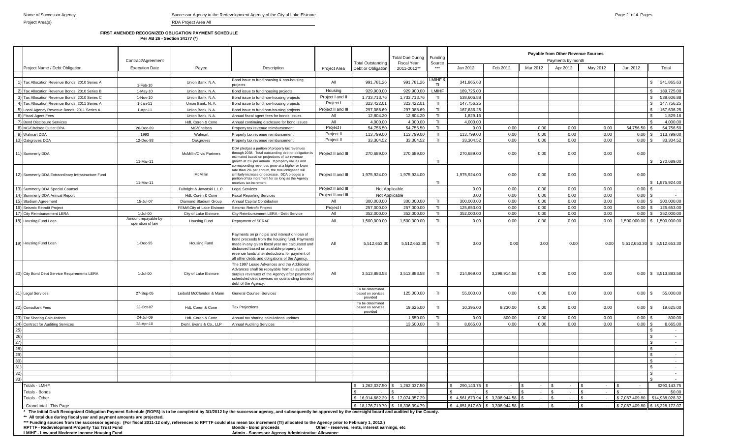Name of Successor Agency: Successor Agency to the Redevelopment Agency of the City of Lake Elsinore

Project Area(s) RDA Project Area All

**FIRST AMENDED RECOGNIZED OBLIGATION PAYMENT SCHEDULE**
**Per AB 26 - Section 34177 (*)**

| | Project Name / Debt Obligation | Contract/Agreement Execution Date | Payee | Description | Project Area | Total Outstanding Debt or Obligation | Total Due During Fiscal Year 2011-2012** | Funding Source *** | Payable from Other Revenue Sources Payments by month Jan 2012 | Feb 2012 | Mar 2012 | Apr 2012 | May 2012 | Jun 2012 | Total |
|---|---|---|---|---|---|---|---|---|---|---|---|---|---|---|---|
| 1) | Tax Allocation Revenue Bonds, 2010 Series A | 1-Feb-10 | Union Bank, N.A. | Bond issue to fund housing & non-housing projects | All | 991,781.26 | 991,781.26 | LMIHF & TI | 341,865.63 | | | | | | $ 341,865.63 |
| 2) | Tax Allocation Revenue Bonds, 2010 Series B | 1-May-10 | Union Bank, N.A. | Bond issue to fund housing projects | Housing | 929,900.00 | 929,900.00 | LMIHF | 189,725.00 | | | | | | $ 189,725.00 |
| 3) | Tax Allocation Revenue Bonds, 2010 Series C | 1-Nov-10 | Union Bank, N.A. | Bond issue to fund non-housing projects | Project I and II | 1,733,713.76 | 1,733,713.76 | TI | 538,606.88 | | | | | | $ 538,606.88 |
| 4) | Tax Allocation Revenue Bonds, 2011 Series A | 1-Jan-11 | Union Bank, N. A. | Bond issue to fund non-housing projects | Project I | 323,422.01 | 323,422.01 | TI | 147,756.25 | | | | | | $ 147,756.25 |
| 5) | Local Agency Revenue Bonds, 2011 Series A | 1-Apr-11 | Union Bank, N.A. | Bond issue to fund non-housing projects | Project II and III | 297,088.69 | 297,088.69 | TI | 167,636.25 | | | | | | $ 167,636.25 |
| 6) | Fiscal Agent Fees | | Union Bank, N.A. | Annual fiscal agent fees for bonds issues | All | 12,804.20 | 12,804.20 | TI | 1,829.16 | | | | | | $ 1,829.16 |
| 7) | Bond Disclosure Services | | HdL Coren & Cone | Annual continuing disclosure for bond issues | All | 4,000.00 | 4,000.00 | TI | 4,000.00 | | | | | | $ 4,000.00 |
| 8) | MG/Chelsea Outlet OPA | 26-Dec-89 | MG/Chelsea | Property tax revenue reimbursement | Project I | 54,756.50 | 54,756.50 | TI | 0.00 | 0.00 | 0.00 | 0.00 | 0.00 | 54,756.50 | $ 54,756.50 |
| 9) | Walmart DDA | 1993 | Walmart | Property tax revenue reimbursement | Project II | 113,799.00 | 113,799.00 | TI | 113,799.00 | 0.00 | 0.00 | 0.00 | 0.00 | 0.00 | $ 113,799.00 |
| 10) | Oakgroves DDA | 12-Dec-93 | Oakgroves | Property tax revenue reimbursement | Project II | 33,304.52 | 33,304.52 | TI | 33,304.52 | 0.00 | 0.00 | 0.00 | 0.00 | 0.00 | $ 33,304.52 |
| 11) | Summerly DDA | 11-Mar-11 | McMillin/Civic Partners | DDA pledges a portion of property tax revenues through 2038. Total outstanding debt or obligation is estimated based on projections of tax revenue growth at 2% per annum. If property values and corresponding revenues grow at a higher or lower rate than 2% per annum, the total obligation will similarly increase or decrease. DDA pledges a portion of tax increment for so long as the Agency receives tax increment | Project II and III | 270,689.00 | 270,689.00 | TI | 270,689.00 | 0.00 | 0.00 | 0.00 | 0.00 | 0.00 | $ 270,689.00 |
| 12) | Summerly DDA Extraordinary Infrastructure Fund | 11-Mar-11 | McMillin | | Project II and III | 1,975,924.00 | 1,975,924.00 | TI | 1,975,924.00 | 0.00 | 0.00 | 0.00 | 0.00 | 0.00 | $ 1,975,924.00 |
| 13) | Summerly DDA Special Counsel | | Fulbright & Jaworski L.L.P. | Legal Services | Project II and III | Not Applicable | | | 0.00 | 0.00 | 0.00 | 0.00 | 0.00 | 0.00 | $ - |
| 14) | Summerly DDA Annual Report | | HdL Coren & Cone | Fiscal Reporting Services | Project II and III | Not Applicable | | | 0.00 | 0.00 | 0.00 | 0.00 | 0.00 | 0.00 | $ - |
| 15) | Stadium Agreement | 15-Jul-07 | Diamond Stadium Group | Annual Capital Contribution | All | 300,000.00 | 300,000.00 | TI | 300,000.00 | 0.00 | 0.00 | 0.00 | 0.00 | 0.00 | $ 300,000.00 |
| 16) | Seismic Retrofit Project | | FEMA\City of Lake Elsinore | Seismic Retrofit Project | Project I | 257,000.00 | 257,000.00 | TI | 125,653.00 | 0.00 | 0.00 | 0.00 | 0.00 | 0.00 | $ 125,653.00 |
| 17) | City Reimbursement LERA | 1-Jul-00 | City of Lake Elsinore | City Reimbursement LERA - Debt Service | All | 352,000.00 | 352,000.00 | TI | 352,000.00 | 0.00 | 0.00 | 0.00 | 0.00 | 0.00 | $ 352,000.00 |
| 18) | Housing Fund Loan | Amount repayable by operation of law | Housing Fund | Repayment of SERAF | All | 1,500,000.00 | 1,500,000.00 | TI | 0.00 | 0.00 | 0.00 | 0.00 | 0.00 | 1,500,000.00 | $ 1,500,000.00 |
| 19) | Housing Fund Loan | 1-Dec-95 | Housing Fund | Payments on principal and interest on loan of bond proceeds from the housing fund. Payments made in any given fiscal year are calculated and disbursed based on available property tax revenue funds after deductions for payment of all other debts and obligations of the Agency. | All | 5,512,653.30 | 5,512,653.30 | TI | 0.00 | 0.00 | 0.00 | 0.00 | 0.00 | 5,512,653.30 | $ 5,512,653.30 |
| 20) | City Bond Debt Service Requirements LERA | 1-Jul-00 | City of Lake Elsinore | The 1997 Lease Advances and the Additional Advances shall be repayable from all available surplus revenues of the Agency after payment of scheduled debt services on outstanding bonded debt of the Agency. | All | 3,513,883.58 | 3,513,883.58 | TI | 214,969.00 | 3,298,914.58 | 0.00 | 0.00 | 0.00 | 0.00 | $ 3,513,883.58 |
| 21) | Legal Services | 27-Sep-05 | Leibold McClendon & Mann | General Counsel Services | | To be determined based on services provided | 125,000.00 | TI | 55,000.00 | 0.00 | 0.00 | 0.00 | 0.00 | 0.00 | $ 55,000.00 |
| 22) | Consultant Fees | 23-Oct-07 | HdL Coren & Cone | Tax Projections | | To be determined based on services provided | 19,625.00 | TI | 10,395.00 | 9,230.00 | 0.00 | 0.00 | 0.00 | 0.00 | $ 19,625.00 |
| 23) | Tax Sharing Calculations | 24-Jul-09 | HdL Coren & Cone | Annual tax sharing calculations updates | | | 1,550.00 | TI | 0.00 | 800.00 | 0.00 | 0.00 | 0.00 | 0.00 | $ 800.00 |
| 24) | Contract for Auditing Services | 28-Apr-10 | Diehl, Evans & Co., LLP | Annual Auditing Services | | | 13,500.00 | TI | 8,665.00 | 0.00 | 0.00 | 0.00 | 0.00 | 0.00 | $ 8,665.00 |
| 25) | | | | | | | | | | | | | | | $ - |
| 26) | | | | | | | | | | | | | | | $ - |
| 27) | | | | | | | | | | | | | | | $ - |
| 28) | | | | | | | | | | | | | | | $ - |
| 29) | | | | | | | | | | | | | | | $ - |
| 30) | | | | | | | | | | | | | | | $ - |
| 31) | | | | | | | | | | | | | | | $ - |
| 32) | | | | | | | | | | | | | | | $ - |
| 33) | | | | | | | | | | | | | | | $ - |
| | Totals - LMHF | | | | | $ 1,262,037.50 | $ 1,262,037.50 | | $ 290,143.75 | $ - | $ - | $ - | $ - | $ - | $290,143.75 |
| | Totals - Bonds | | | | | $ - | $ - | | $ - | $ - | $ - | $ - | $ - | $ - | $0.00 |
| | Totals - Other | | | | | $ 16,914,682.29 | $ 17,074,357.29 | | $ 4,561,673.94 | $ 3,308,944.58 | $ - | $ - | $ - | $ 7,067,409.80 | $14,938,028.32 |
| | Grand total - This Page | | | | | $ 18,176,719.79 | $ 18,336,394.79 | | $ 4,851,817.69 | $ 3,308,944.58 | $ - | $ - | $ - | $ 7,067,409.80 | $ 15,228,172.07 |

* The Initial Draft Recognized Obligation Payment Schedule (ROPS) is to be completed by 3/1/2012 by the successor agency, and subsequently be approved by the oversight board and audited by the County.

** All total due during fiscal year and payment amounts are projected.

*** Funding sources from the successor agency: (For fiscal 2011-12 only, references to RPTTF could also mean tax increment (TI) allocated to the Agency prior to February 1, 2012.)

RPTTF - Redevelopment Property Tax Trust Fund | Bonds - Bond proceeds | Other - reserves, rents, interest earnings, etc

LMIHF - Low and Moderate Income Housing Fund | Admin - Successor Agency Administrative Allowance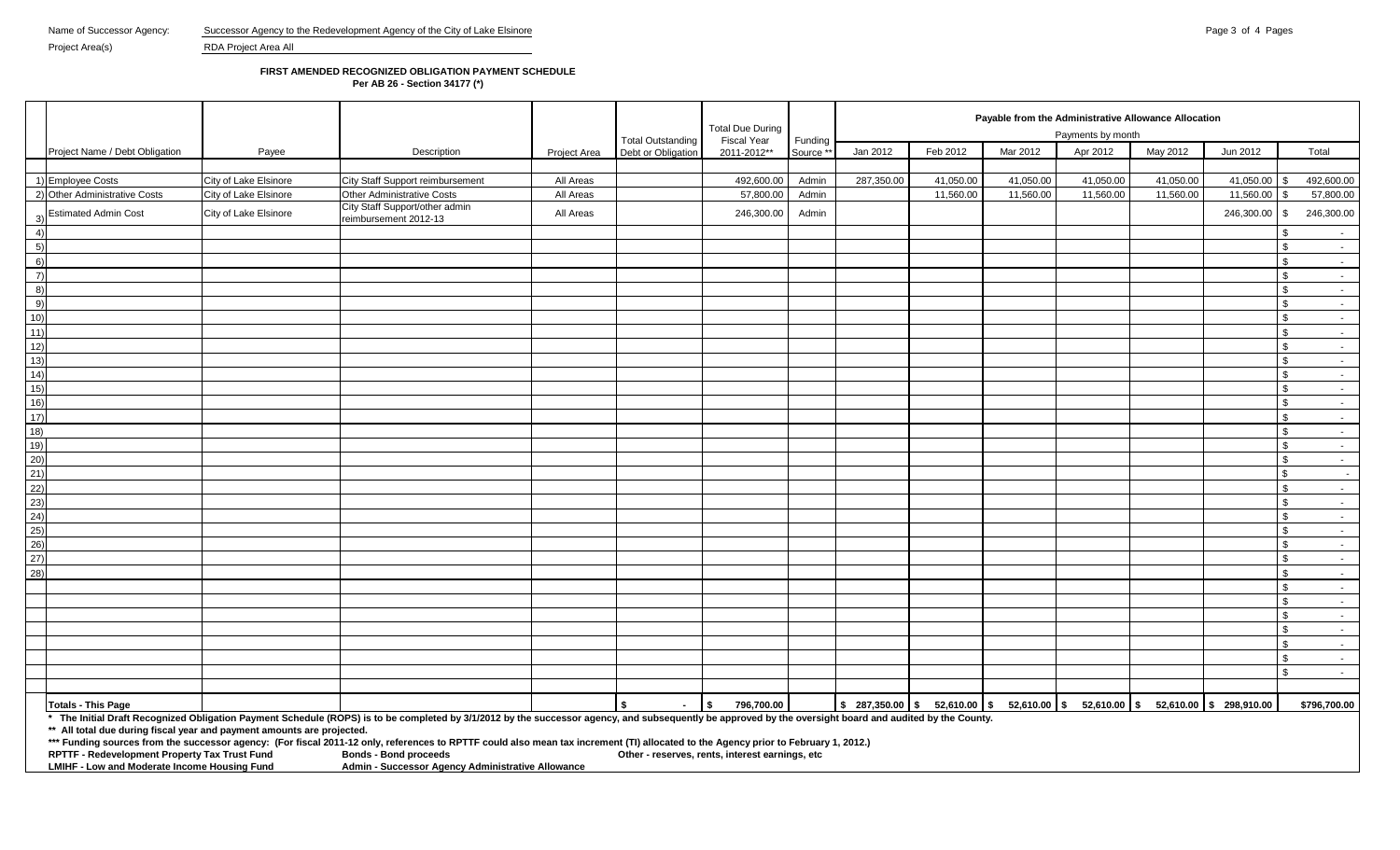Name of Successor Agency: Successor Agency to the Redevelopment Agency of the City of Lake Elsinore

Project Area(s) RDA Project Area All

**FIRST AMENDED RECOGNIZED OBLIGATION PAYMENT SCHEDULE**
**Per AB 26 - Section 34177 (*)**

| | Project Name / Debt Obligation | Payee | Description | Project Area | Total Outstanding Debt or Obligation | Total Due During Fiscal Year 2011-2012** | Funding Source ** | Payable from the Administrative Allowance Allocation — Payments by month: Jan 2012 | Feb 2012 | Mar 2012 | Apr 2012 | May 2012 | Jun 2012 | Total |
|---|---|---|---|---|---|---|---|---|---|---|---|---|---|---|
| 1) | Employee Costs | City of Lake Elsinore | City Staff Support reimbursement | All Areas | | 492,600.00 | Admin | 287,350.00 | 41,050.00 | 41,050.00 | 41,050.00 | 41,050.00 | 41,050.00 | $ 492,600.00 |
| 2) | Other Administrative Costs | City of Lake Elsinore | Other Administrative Costs | All Areas | | 57,800.00 | Admin | | 11,560.00 | 11,560.00 | 11,560.00 | 11,560.00 | 11,560.00 | $ 57,800.00 |
| 3) | Estimated Admin Cost | City of Lake Elsinore | City Staff Support/other admin reimbursement 2012-13 | All Areas | | 246,300.00 | Admin | | | | | | 246,300.00 | $ 246,300.00 |
| 4) | | | | | | | | | | | | | | $ - |
| 5) | | | | | | | | | | | | | | $ - |
| 6) | | | | | | | | | | | | | | $ - |
| 7) | | | | | | | | | | | | | | $ - |
| 8) | | | | | | | | | | | | | | $ - |
| 9) | | | | | | | | | | | | | | $ - |
| 10) | | | | | | | | | | | | | | $ - |
| 11) | | | | | | | | | | | | | | $ - |
| 12) | | | | | | | | | | | | | | $ - |
| 13) | | | | | | | | | | | | | | $ - |
| 14) | | | | | | | | | | | | | | $ - |
| 15) | | | | | | | | | | | | | | $ - |
| 16) | | | | | | | | | | | | | | $ - |
| 17) | | | | | | | | | | | | | | $ - |
| 18) | | | | | | | | | | | | | | $ - |
| 19) | | | | | | | | | | | | | | $ - |
| 20) | | | | | | | | | | | | | | $ - |
| 21) | | | | | | | | | | | | | | $ - |
| 22) | | | | | | | | | | | | | | $ - |
| 23) | | | | | | | | | | | | | | $ - |
| 24) | | | | | | | | | | | | | | $ - |
| 25) | | | | | | | | | | | | | | $ - |
| 26) | | | | | | | | | | | | | | $ - |
| 27) | | | | | | | | | | | | | | $ - |
| 28) | | | | | | | | | | | | | | $ - |
| | | | | | | | | | | | | | | $ - |
| | | | | | | | | | | | | | | $ - |
| | | | | | | | | | | | | | | $ - |
| | | | | | | | | | | | | | | $ - |
| | | | | | | | | | | | | | | $ - |
| | | | | | | | | | | | | | | $ - |
| | | | | | | | | | | | | | | $ - |
| | **Totals - This Page** | | | | $ - | $ 796,700.00 | | $ 287,350.00 | $ 52,610.00 | $ 52,610.00 | $ 52,610.00 | $ 52,610.00 | $ 298,910.00 | $796,700.00 |

**\* The Initial Draft Recognized Obligation Payment Schedule (ROPS) is to be completed by 3/1/2012 by the successor agency, and subsequently be approved by the oversight board and audited by the County.**

**\*\* All total due during fiscal year and payment amounts are projected.**

**\*\*\* Funding sources from the successor agency: (For fiscal 2011-12 only, references to RPTTF could also mean tax increment (TI) allocated to the Agency prior to February 1, 2012.)**

**RPTTF - Redevelopment Property Tax Trust Fund** &nbsp; **Bonds - Bond proceeds** &nbsp; **Other - reserves, rents, interest earnings, etc**

**LMIHF - Low and Moderate Income Housing Fund** &nbsp; **Admin - Successor Agency Administrative Allowance**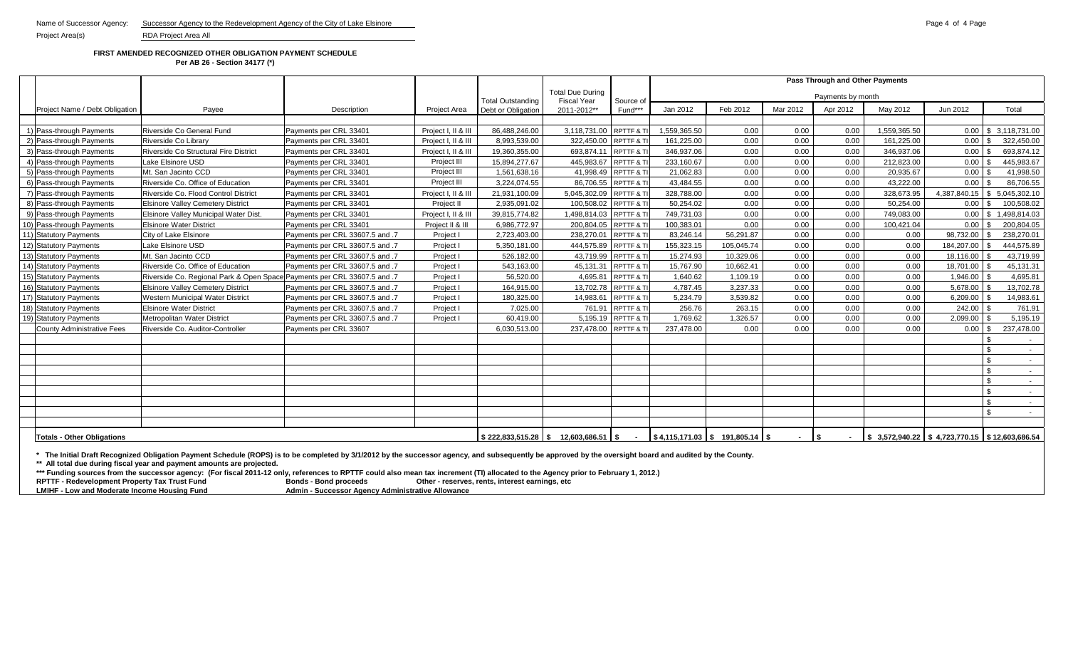Name of Successor Agency: Successor Agency to the Redevelopment Agency of the City of Lake Elsinore

Project Area(s) RDA Project Area All

## FIRST AMENDED RECOGNIZED OTHER OBLIGATION PAYMENT SCHEDULE

**Per AB 26 - Section 34177 (*)**

| | | | | | | | Pass Through and Other Payments | | | | | | |
|---|---|---|---|---|---|---|---|---|---|---|---|---|---|
| | | | | | | | Payments by month | | | | | | |
| Project Name / Debt Obligation | Payee | Description | Project Area | Total Outstanding Debt or Obligation | Total Due During Fiscal Year 2011-2012** | Source of Fund*** | Jan 2012 | Feb 2012 | Mar 2012 | Apr 2012 | May 2012 | Jun 2012 | Total |
| 1) Pass-through Payments | Riverside Co General Fund | Payments per CRL 33401 | Project I, II & III | 86,488,246.00 | 3,118,731.00 | RPTTF & TI | 1,559,365.50 | 0.00 | 0.00 | 0.00 | 1,559,365.50 | 0.00 | $ 3,118,731.00 |
| 2) Pass-through Payments | Riverside Co Library | Payments per CRL 33401 | Project I, II & III | 8,993,539.00 | 322,450.00 | RPTTF & TI | 161,225.00 | 0.00 | 0.00 | 0.00 | 161,225.00 | 0.00 | $ 322,450.00 |
| 3) Pass-through Payments | Riverside Co Structural Fire District | Payments per CRL 33401 | Project I, II & III | 19,360,355.00 | 693,874.11 | RPTTF & TI | 346,937.06 | 0.00 | 0.00 | 0.00 | 346,937.06 | 0.00 | $ 693,874.12 |
| 4) Pass-through Payments | Lake Elsinore USD | Payments per CRL 33401 | Project III | 15,894,277.67 | 445,983.67 | RPTTF & TI | 233,160.67 | 0.00 | 0.00 | 0.00 | 212,823.00 | 0.00 | $ 445,983.67 |
| 5) Pass-through Payments | Mt. San Jacinto CCD | Payments per CRL 33401 | Project III | 1,561,638.16 | 41,998.49 | RPTTF & TI | 21,062.83 | 0.00 | 0.00 | 0.00 | 20,935.67 | 0.00 | $ 41,998.50 |
| 6) Pass-through Payments | Riverside Co. Office of Education | Payments per CRL 33401 | Project III | 3,224,074.55 | 86,706.55 | RPTTF & TI | 43,484.55 | 0.00 | 0.00 | 0.00 | 43,222.00 | 0.00 | $ 86,706.55 |
| 7) Pass-through Payments | Riverside Co. Flood Control District | Payments per CRL 33401 | Project I, II & III | 21,931,100.09 | 5,045,302.09 | RPTTF & TI | 328,788.00 | 0.00 | 0.00 | 0.00 | 328,673.95 | 4,387,840.15 | $ 5,045,302.10 |
| 8) Pass-through Payments | Elsinore Valley Cemetery District | Payments per CRL 33401 | Project II | 2,935,091.02 | 100,508.02 | RPTTF & TI | 50,254.02 | 0.00 | 0.00 | 0.00 | 50,254.00 | 0.00 | $ 100,508.02 |
| 9) Pass-through Payments | Elsinore Valley Municipal Water Dist. | Payments per CRL 33401 | Project I, II & III | 39,815,774.82 | 1,498,814.03 | RPTTF & TI | 749,731.03 | 0.00 | 0.00 | 0.00 | 749,083.00 | 0.00 | $ 1,498,814.03 |
| 10) Pass-through Payments | Elsinore Water District | Payments per CRL 33401 | Project II & III | 6,986,772.97 | 200,804.05 | RPTTF & TI | 100,383.01 | 0.00 | 0.00 | 0.00 | 100,421.04 | 0.00 | $ 200,804.05 |
| 11) Statutory Payments | City of Lake Elsinore | Payments per CRL 33607.5 and .7 | Project I | 2,723,403.00 | 238,270.01 | RPTTF & TI | 83,246.14 | 56,291.87 | 0.00 | 0.00 | 0.00 | 98,732.00 | $ 238,270.01 |
| 12) Statutory Payments | Lake Elsinore USD | Payments per CRL 33607.5 and .7 | Project I | 5,350,181.00 | 444,575.89 | RPTTF & TI | 155,323.15 | 105,045.74 | 0.00 | 0.00 | 0.00 | 184,207.00 | $ 444,575.89 |
| 13) Statutory Payments | Mt. San Jacinto CCD | Payments per CRL 33607.5 and .7 | Project I | 526,182.00 | 43,719.99 | RPTTF & TI | 15,274.93 | 10,329.06 | 0.00 | 0.00 | 0.00 | 18,116.00 | $ 43,719.99 |
| 14) Statutory Payments | Riverside Co. Office of Education | Payments per CRL 33607.5 and .7 | Project I | 543,163.00 | 45,131.31 | RPTTF & TI | 15,767.90 | 10,662.41 | 0.00 | 0.00 | 0.00 | 18,701.00 | $ 45,131.31 |
| 15) Statutory Payments | Riverside Co. Regional Park & Open Space | Payments per CRL 33607.5 and .7 | Project I | 56,520.00 | 4,695.81 | RPTTF & TI | 1,640.62 | 1,109.19 | 0.00 | 0.00 | 0.00 | 1,946.00 | $ 4,695.81 |
| 16) Statutory Payments | Elsinore Valley Cemetery District | Payments per CRL 33607.5 and .7 | Project I | 164,915.00 | 13,702.78 | RPTTF & TI | 4,787.45 | 3,237.33 | 0.00 | 0.00 | 0.00 | 5,678.00 | $ 13,702.78 |
| 17) Statutory Payments | Western Municipal Water District | Payments per CRL 33607.5 and .7 | Project I | 180,325.00 | 14,983.61 | RPTTF & TI | 5,234.79 | 3,539.82 | 0.00 | 0.00 | 0.00 | 6,209.00 | $ 14,983.61 |
| 18) Statutory Payments | Elsinore Water District | Payments per CRL 33607.5 and .7 | Project I | 7,025.00 | 761.91 | RPTTF & TI | 256.76 | 263.15 | 0.00 | 0.00 | 0.00 | 242.00 | $ 761.91 |
| 19) Statutory Payments | Metropolitan Water District | Payments per CRL 33607.5 and .7 | Project I | 60,419.00 | 5,195.19 | RPTTF & TI | 1,769.62 | 1,326.57 | 0.00 | 0.00 | 0.00 | 2,099.00 | $ 5,195.19 |
| County Administrative Fees | Riverside Co. Auditor-Controller | Payments per CRL 33607 | | 6,030,513.00 | 237,478.00 | RPTTF & TI | 237,478.00 | 0.00 | 0.00 | 0.00 | 0.00 | 0.00 | $ 237,478.00 |
| | | | | | | | | | | | | | $ - |
| | | | | | | | | | | | | | $ - |
| | | | | | | | | | | | | | $ - |
| | | | | | | | | | | | | | $ - |
| | | | | | | | | | | | | | $ - |
| | | | | | | | | | | | | | $ - |
| | | | | | | | | | | | | | $ - |
| | | | | | | | | | | | | | $ - |
| **Totals - Other Obligations** | | | | $ 222,833,515.28 | $ 12,603,686.51 | $ - | $ 4,115,171.03 | $ 191,805.14 | $ - | $ - | $ 3,572,940.22 | $ 4,723,770.15 | $ 12,603,686.54 |

**\* The Initial Draft Recognized Obligation Payment Schedule (ROPS) is to be completed by 3/1/2012 by the successor agency, and subsequently be approved by the oversight board and audited by the County.**

**\*\* All total due during fiscal year and payment amounts are projected.**

**\*\*\* Funding sources from the successor agency: (For fiscal 2011-12 only, references to RPTTF could also mean tax increment (TI) allocated to the Agency prior to February 1, 2012.)**

**RPTTF - Redevelopment Property Tax Trust Fund** &nbsp;&nbsp; **Bonds - Bond proceeds** &nbsp;&nbsp; **Other - reserves, rents, interest earnings, etc**

**LMIHF - Low and Moderate Income Housing Fund** &nbsp;&nbsp; **Admin - Successor Agency Administrative Allowance**